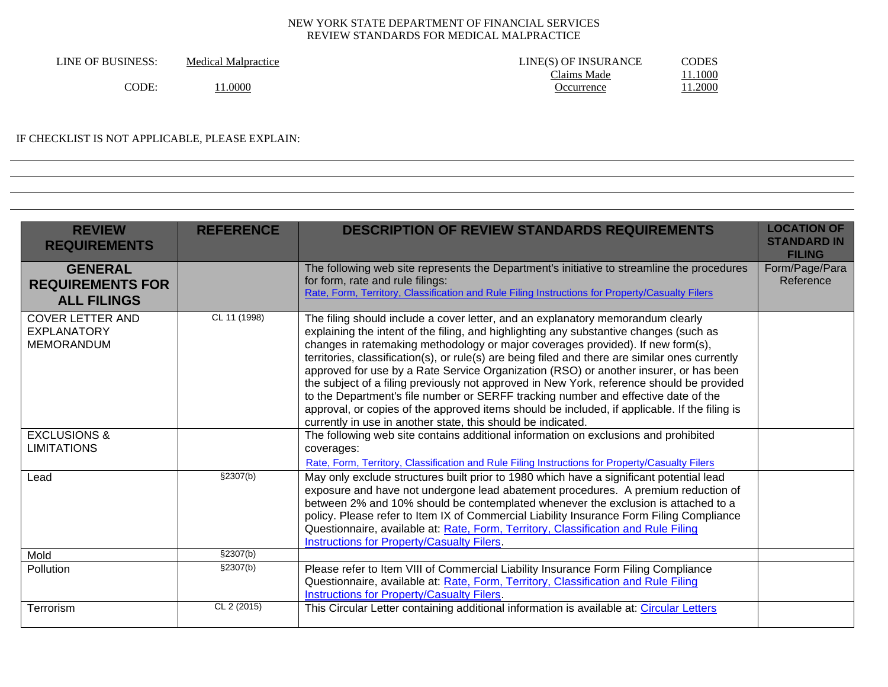NEW YORK STATE DEPARTMENT OF FINANCIAL SERVICES
REVIEW STANDARDS FOR MEDICAL MALPRACTICE

| LINE OF BUSINESS: | Medical Malpractice | LINE(S) OF INSURANCE | CODES |
|---|---|---|---|
| CODE: | 11.0000 | Claims Made | 11.1000 |
| | | Occurrence | 11.2000 |

IF CHECKLIST IS NOT APPLICABLE, PLEASE EXPLAIN:

| REVIEW REQUIREMENTS | REFERENCE | DESCRIPTION OF REVIEW STANDARDS REQUIREMENTS | LOCATION OF STANDARD IN FILING |
|---|---|---|---|
| **GENERAL REQUIREMENTS FOR ALL FILINGS** | | The following web site represents the Department's initiative to streamline the procedures for form, rate and rule filings: Rate, Form, Territory, Classification and Rule Filing Instructions for Property/Casualty Filers | Form/Page/Para Reference |
| COVER LETTER AND EXPLANATORY MEMORANDUM | CL 11 (1998) | The filing should include a cover letter, and an explanatory memorandum clearly explaining the intent of the filing, and highlighting any substantive changes (such as changes in ratemaking methodology or major coverages provided). If new form(s), territories, classification(s), or rule(s) are being filed and there are similar ones currently approved for use by a Rate Service Organization (RSO) or another insurer, or has been the subject of a filing previously not approved in New York, reference should be provided to the Department's file number or SERFF tracking number and effective date of the approval, or copies of the approved items should be included, if applicable. If the filing is currently in use in another state, this should be indicated. | |
| EXCLUSIONS & LIMITATIONS | | The following web site contains additional information on exclusions and prohibited coverages: Rate, Form, Territory, Classification and Rule Filing Instructions for Property/Casualty Filers | |
| Lead | §2307(b) | May only exclude structures built prior to 1980 which have a significant potential lead exposure and have not undergone lead abatement procedures. A premium reduction of between 2% and 10% should be contemplated whenever the exclusion is attached to a policy. Please refer to Item IX of Commercial Liability Insurance Form Filing Compliance Questionnaire, available at: Rate, Form, Territory, Classification and Rule Filing Instructions for Property/Casualty Filers. | |
| Mold | §2307(b) | | |
| Pollution | §2307(b) | Please refer to Item VIII of Commercial Liability Insurance Form Filing Compliance Questionnaire, available at: Rate, Form, Territory, Classification and Rule Filing Instructions for Property/Casualty Filers. | |
| Terrorism | CL 2 (2015) | This Circular Letter containing additional information is available at: Circular Letters | |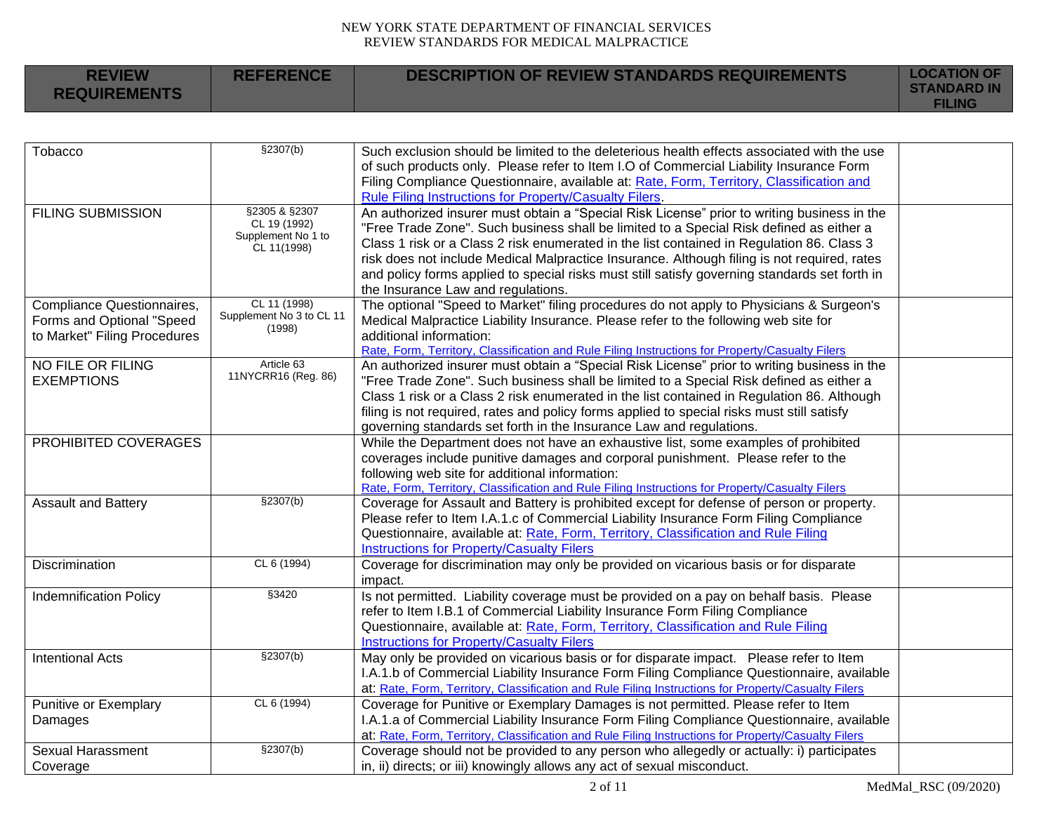| REVIEW REQUIREMENTS | REFERENCE | DESCRIPTION OF REVIEW STANDARDS REQUIREMENTS | LOCATION OF STANDARD IN FILING |
|---|---|---|---|
| Tobacco | §2307(b) | Such exclusion should be limited to the deleterious health effects associated with the use of such products only. Please refer to Item I.O of Commercial Liability Insurance Form Filing Compliance Questionnaire, available at: Rate, Form, Territory, Classification and Rule Filing Instructions for Property/Casualty Filers. | |
| FILING SUBMISSION | §2305 & §2307 CL 19 (1992) Supplement No 1 to CL 11(1998) | An authorized insurer must obtain a "Special Risk License" prior to writing business in the "Free Trade Zone". Such business shall be limited to a Special Risk defined as either a Class 1 risk or a Class 2 risk enumerated in the list contained in Regulation 86. Class 3 risk does not include Medical Malpractice Insurance. Although filing is not required, rates and policy forms applied to special risks must still satisfy governing standards set forth in the Insurance Law and regulations. | |
| Compliance Questionnaires, Forms and Optional "Speed to Market" Filing Procedures | CL 11 (1998) Supplement No 3 to CL 11 (1998) | The optional "Speed to Market" filing procedures do not apply to Physicians & Surgeon's Medical Malpractice Liability Insurance. Please refer to the following web site for additional information: Rate, Form, Territory, Classification and Rule Filing Instructions for Property/Casualty Filers | |
| NO FILE OR FILING EXEMPTIONS | Article 63 11NYCRR16 (Reg. 86) | An authorized insurer must obtain a "Special Risk License" prior to writing business in the "Free Trade Zone". Such business shall be limited to a Special Risk defined as either a Class 1 risk or a Class 2 risk enumerated in the list contained in Regulation 86. Although filing is not required, rates and policy forms applied to special risks must still satisfy governing standards set forth in the Insurance Law and regulations. | |
| PROHIBITED COVERAGES | | While the Department does not have an exhaustive list, some examples of prohibited coverages include punitive damages and corporal punishment. Please refer to the following web site for additional information: Rate, Form, Territory, Classification and Rule Filing Instructions for Property/Casualty Filers | |
| Assault and Battery | §2307(b) | Coverage for Assault and Battery is prohibited except for defense of person or property. Please refer to Item I.A.1.c of Commercial Liability Insurance Form Filing Compliance Questionnaire, available at: Rate, Form, Territory, Classification and Rule Filing Instructions for Property/Casualty Filers | |
| Discrimination | CL 6 (1994) | Coverage for discrimination may only be provided on vicarious basis or for disparate impact. | |
| Indemnification Policy | §3420 | Is not permitted. Liability coverage must be provided on a pay on behalf basis. Please refer to Item I.B.1 of Commercial Liability Insurance Form Filing Compliance Questionnaire, available at: Rate, Form, Territory, Classification and Rule Filing Instructions for Property/Casualty Filers | |
| Intentional Acts | §2307(b) | May only be provided on vicarious basis or for disparate impact. Please refer to Item I.A.1.b of Commercial Liability Insurance Form Filing Compliance Questionnaire, available at: Rate, Form, Territory, Classification and Rule Filing Instructions for Property/Casualty Filers | |
| Punitive or Exemplary Damages | CL 6 (1994) | Coverage for Punitive or Exemplary Damages is not permitted. Please refer to Item I.A.1.a of Commercial Liability Insurance Form Filing Compliance Questionnaire, available at: Rate, Form, Territory, Classification and Rule Filing Instructions for Property/Casualty Filers | |
| Sexual Harassment Coverage | §2307(b) | Coverage should not be provided to any person who allegedly or actually: i) participates in, ii) directs; or iii) knowingly allows any act of sexual misconduct. | |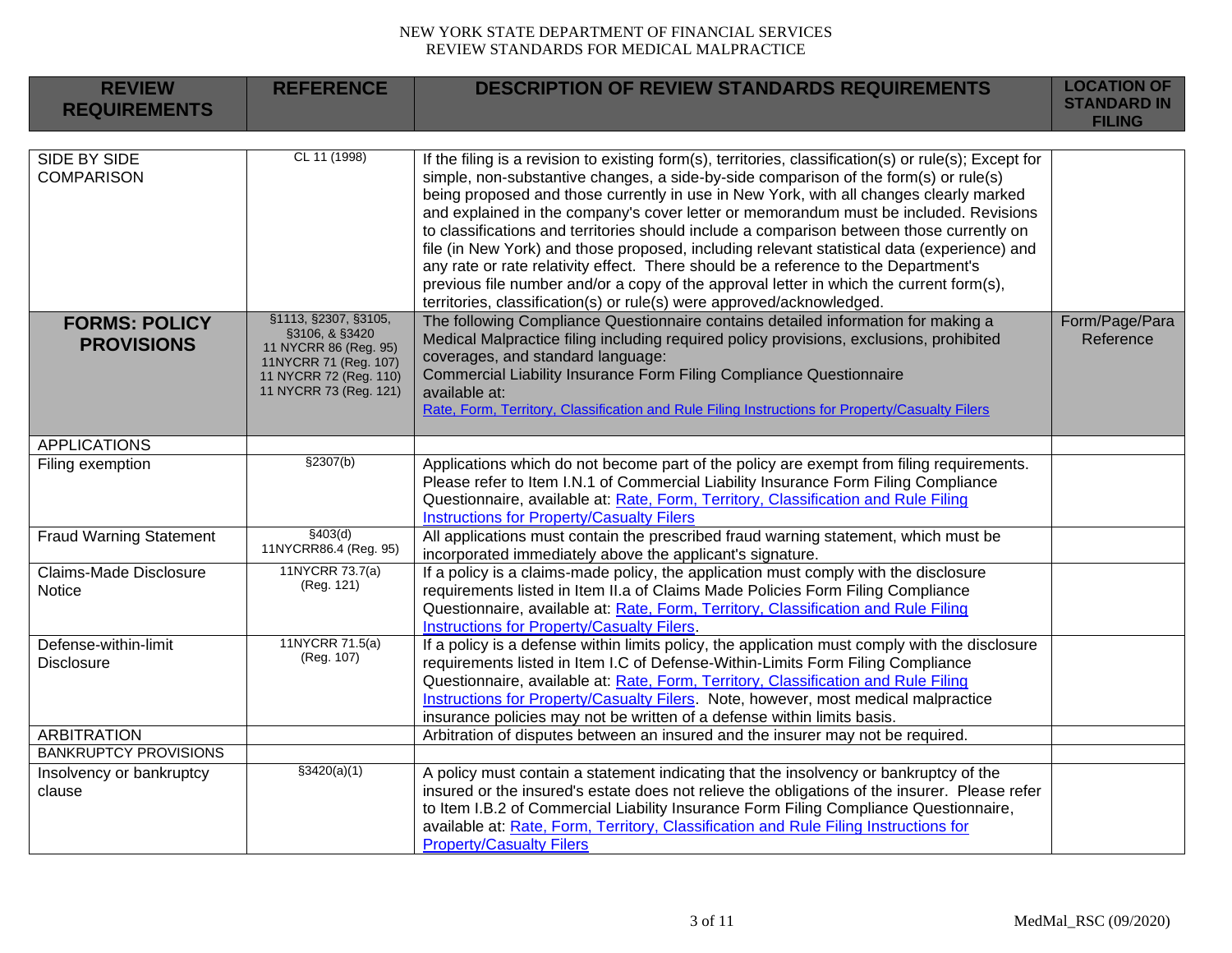| REVIEW REQUIREMENTS | REFERENCE | DESCRIPTION OF REVIEW STANDARDS REQUIREMENTS | LOCATION OF STANDARD IN FILING |
|---|---|---|---|
| SIDE BY SIDE COMPARISON | CL 11 (1998) | If the filing is a revision to existing form(s), territories, classification(s) or rule(s); Except for simple, non-substantive changes, a side-by-side comparison of the form(s) or rule(s) being proposed and those currently in use in New York, with all changes clearly marked and explained in the company's cover letter or memorandum must be included. Revisions to classifications and territories should include a comparison between those currently on file (in New York) and those proposed, including relevant statistical data (experience) and any rate or rate relativity effect. There should be a reference to the Department's previous file number and/or a copy of the approval letter in which the current form(s), territories, classification(s) or rule(s) were approved/acknowledged. | |
| **FORMS: POLICY PROVISIONS** | §1113, §2307, §3105, §3106, & §3420<br>11 NYCRR 86 (Reg. 95)<br>11NYCRR 71 (Reg. 107)<br>11 NYCRR 72 (Reg. 110)<br>11 NYCRR 73 (Reg. 121) | The following Compliance Questionnaire contains detailed information for making a Medical Malpractice filing including required policy provisions, exclusions, prohibited coverages, and standard language:<br>Commercial Liability Insurance Form Filing Compliance Questionnaire<br>available at:<br>Rate, Form, Territory, Classification and Rule Filing Instructions for Property/Casualty Filers | Form/Page/Para Reference |
| APPLICATIONS | | | |
| Filing exemption | §2307(b) | Applications which do not become part of the policy are exempt from filing requirements. Please refer to Item I.N.1 of Commercial Liability Insurance Form Filing Compliance Questionnaire, available at: Rate, Form, Territory, Classification and Rule Filing Instructions for Property/Casualty Filers | |
| Fraud Warning Statement | §403(d)<br>11NYCRR86.4 (Reg. 95) | All applications must contain the prescribed fraud warning statement, which must be incorporated immediately above the applicant's signature. | |
| Claims-Made Disclosure Notice | 11NYCRR 73.7(a) (Reg. 121) | If a policy is a claims-made policy, the application must comply with the disclosure requirements listed in Item II.a of Claims Made Policies Form Filing Compliance Questionnaire, available at: Rate, Form, Territory, Classification and Rule Filing Instructions for Property/Casualty Filers. | |
| Defense-within-limit Disclosure | 11NYCRR 71.5(a) (Reg. 107) | If a policy is a defense within limits policy, the application must comply with the disclosure requirements listed in Item I.C of Defense-Within-Limits Form Filing Compliance Questionnaire, available at: Rate, Form, Territory, Classification and Rule Filing Instructions for Property/Casualty Filers. Note, however, most medical malpractice insurance policies may not be written of a defense within limits basis. | |
| ARBITRATION | | Arbitration of disputes between an insured and the insurer may not be required. | |
| BANKRUPTCY PROVISIONS | | | |
| Insolvency or bankruptcy clause | §3420(a)(1) | A policy must contain a statement indicating that the insolvency or bankruptcy of the insured or the insured's estate does not relieve the obligations of the insurer. Please refer to Item I.B.2 of Commercial Liability Insurance Form Filing Compliance Questionnaire, available at: Rate, Form, Territory, Classification and Rule Filing Instructions for Property/Casualty Filers | |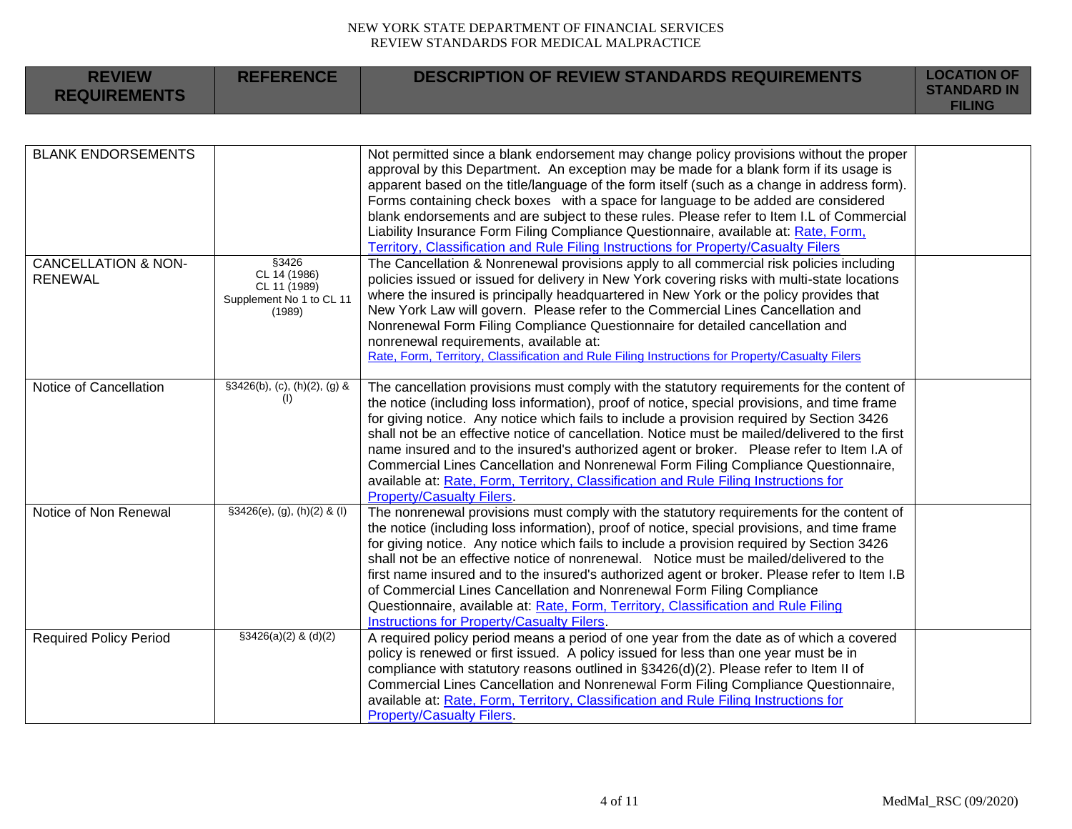NEW YORK STATE DEPARTMENT OF FINANCIAL SERVICES
REVIEW STANDARDS FOR MEDICAL MALPRACTICE

| REVIEW REQUIREMENTS | REFERENCE | DESCRIPTION OF REVIEW STANDARDS REQUIREMENTS | LOCATION OF STANDARD IN FILING |
|---|---|---|---|
| BLANK ENDORSEMENTS | | Not permitted since a blank endorsement may change policy provisions without the proper approval by this Department. An exception may be made for a blank form if its usage is apparent based on the title/language of the form itself (such as a change in address form). Forms containing check boxes with a space for language to be added are considered blank endorsements and are subject to these rules. Please refer to Item I.L of Commercial Liability Insurance Form Filing Compliance Questionnaire, available at: Rate, Form, Territory, Classification and Rule Filing Instructions for Property/Casualty Filers | |
| CANCELLATION & NON-RENEWAL | §3426<br>CL 14 (1986)<br>CL 11 (1989)<br>Supplement No 1 to CL 11 (1989) | The Cancellation & Nonrenewal provisions apply to all commercial risk policies including policies issued or issued for delivery in New York covering risks with multi-state locations where the insured is principally headquartered in New York or the policy provides that New York Law will govern. Please refer to the Commercial Lines Cancellation and Nonrenewal Form Filing Compliance Questionnaire for detailed cancellation and nonrenewal requirements, available at: Rate, Form, Territory, Classification and Rule Filing Instructions for Property/Casualty Filers | |
| Notice of Cancellation | §3426(b), (c), (h)(2), (g) & (l) | The cancellation provisions must comply with the statutory requirements for the content of the notice (including loss information), proof of notice, special provisions, and time frame for giving notice. Any notice which fails to include a provision required by Section 3426 shall not be an effective notice of cancellation. Notice must be mailed/delivered to the first name insured and to the insured's authorized agent or broker. Please refer to Item I.A of Commercial Lines Cancellation and Nonrenewal Form Filing Compliance Questionnaire, available at: Rate, Form, Territory, Classification and Rule Filing Instructions for Property/Casualty Filers. | |
| Notice of Non Renewal | §3426(e), (g), (h)(2) & (l) | The nonrenewal provisions must comply with the statutory requirements for the content of the notice (including loss information), proof of notice, special provisions, and time frame for giving notice. Any notice which fails to include a provision required by Section 3426 shall not be an effective notice of nonrenewal. Notice must be mailed/delivered to the first name insured and to the insured's authorized agent or broker. Please refer to Item I.B of Commercial Lines Cancellation and Nonrenewal Form Filing Compliance Questionnaire, available at: Rate, Form, Territory, Classification and Rule Filing Instructions for Property/Casualty Filers. | |
| Required Policy Period | §3426(a)(2) & (d)(2) | A required policy period means a period of one year from the date as of which a covered policy is renewed or first issued. A policy issued for less than one year must be in compliance with statutory reasons outlined in §3426(d)(2). Please refer to Item II of Commercial Lines Cancellation and Nonrenewal Form Filing Compliance Questionnaire, available at: Rate, Form, Territory, Classification and Rule Filing Instructions for Property/Casualty Filers. | |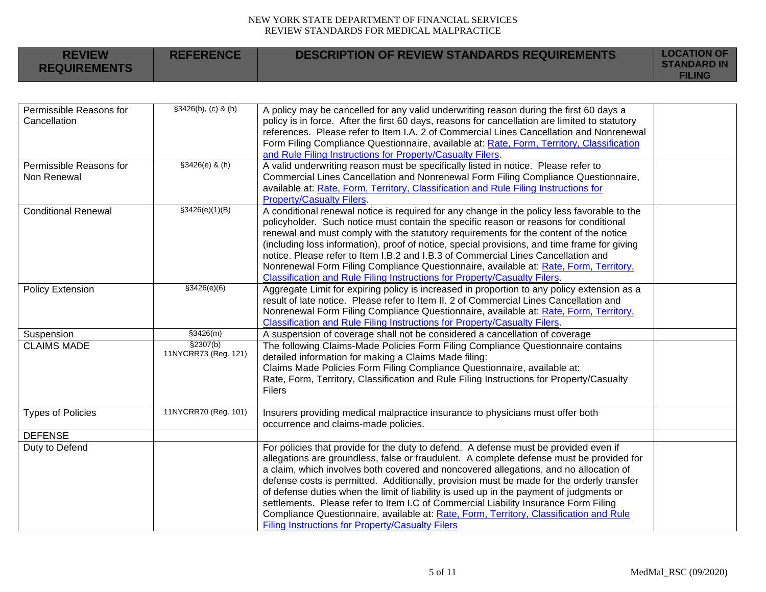| REVIEW REQUIREMENTS | REFERENCE | DESCRIPTION OF REVIEW STANDARDS REQUIREMENTS | LOCATION OF STANDARD IN FILING |
|---|---|---|---|
| Permissible Reasons for Cancellation | §3426(b), (c) & (h) | A policy may be cancelled for any valid underwriting reason during the first 60 days a policy is in force. After the first 60 days, reasons for cancellation are limited to statutory references. Please refer to Item I.A. 2 of Commercial Lines Cancellation and Nonrenewal Form Filing Compliance Questionnaire, available at: Rate, Form, Territory, Classification and Rule Filing Instructions for Property/Casualty Filers. | |
| Permissible Reasons for Non Renewal | §3426(e) & (h) | A valid underwriting reason must be specifically listed in notice. Please refer to Commercial Lines Cancellation and Nonrenewal Form Filing Compliance Questionnaire, available at: Rate, Form, Territory, Classification and Rule Filing Instructions for Property/Casualty Filers. | |
| Conditional Renewal | §3426(e)(1)(B) | A conditional renewal notice is required for any change in the policy less favorable to the policyholder. Such notice must contain the specific reason or reasons for conditional renewal and must comply with the statutory requirements for the content of the notice (including loss information), proof of notice, special provisions, and time frame for giving notice. Please refer to Item I.B.2 and I.B.3 of Commercial Lines Cancellation and Nonrenewal Form Filing Compliance Questionnaire, available at: Rate, Form, Territory, Classification and Rule Filing Instructions for Property/Casualty Filers. | |
| Policy Extension | §3426(e)(6) | Aggregate Limit for expiring policy is increased in proportion to any policy extension as a result of late notice. Please refer to Item II. 2 of Commercial Lines Cancellation and Nonrenewal Form Filing Compliance Questionnaire, available at: Rate, Form, Territory, Classification and Rule Filing Instructions for Property/Casualty Filers. | |
| Suspension | §3426(m) | A suspension of coverage shall not be considered a cancellation of coverage | |
| CLAIMS MADE | §2307(b) 11NYCRR73 (Reg. 121) | The following Claims-Made Policies Form Filing Compliance Questionnaire contains detailed information for making a Claims Made filing: Claims Made Policies Form Filing Compliance Questionnaire, available at: Rate, Form, Territory, Classification and Rule Filing Instructions for Property/Casualty Filers | |
| Types of Policies | 11NYCRR70 (Reg. 101) | Insurers providing medical malpractice insurance to physicians must offer both occurrence and claims-made policies. | |
| DEFENSE | | | |
| Duty to Defend | | For policies that provide for the duty to defend. A defense must be provided even if allegations are groundless, false or fraudulent. A complete defense must be provided for a claim, which involves both covered and noncovered allegations, and no allocation of defense costs is permitted. Additionally, provision must be made for the orderly transfer of defense duties when the limit of liability is used up in the payment of judgments or settlements. Please refer to Item I.C of Commercial Liability Insurance Form Filing Compliance Questionnaire, available at: Rate, Form, Territory, Classification and Rule Filing Instructions for Property/Casualty Filers | |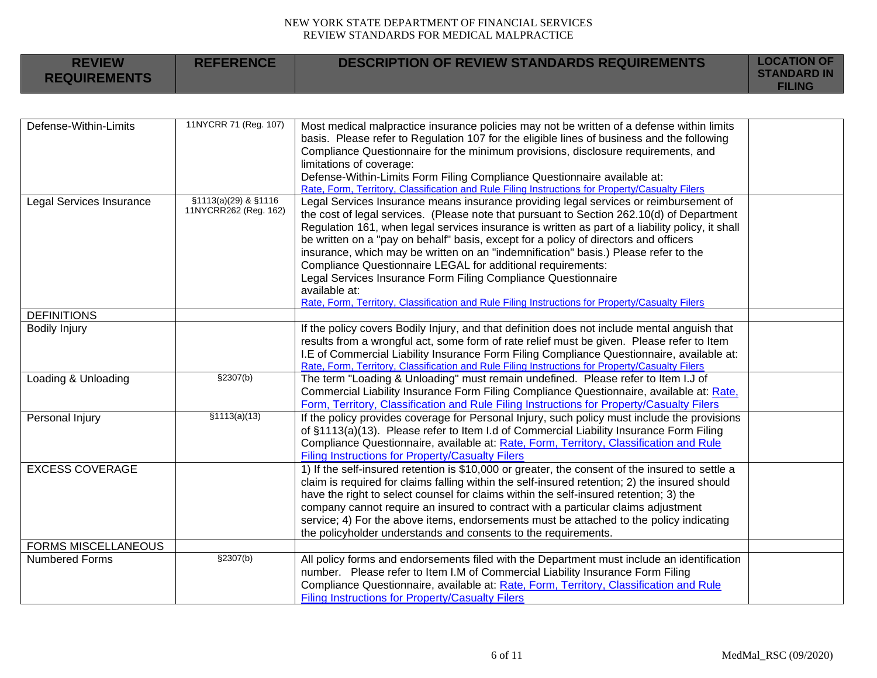NEW YORK STATE DEPARTMENT OF FINANCIAL SERVICES
REVIEW STANDARDS FOR MEDICAL MALPRACTICE

| REVIEW REQUIREMENTS | REFERENCE | DESCRIPTION OF REVIEW STANDARDS REQUIREMENTS | LOCATION OF STANDARD IN FILING |
|---|---|---|---|
| Defense-Within-Limits | 11NYCRR 71 (Reg. 107) | Most medical malpractice insurance policies may not be written of a defense within limits basis. Please refer to Regulation 107 for the eligible lines of business and the following Compliance Questionnaire for the minimum provisions, disclosure requirements, and limitations of coverage:<br>Defense-Within-Limits Form Filing Compliance Questionnaire available at:<br>Rate, Form, Territory, Classification and Rule Filing Instructions for Property/Casualty Filers | |
| Legal Services Insurance | §1113(a)(29) & §1116 11NYCRR262 (Reg. 162) | Legal Services Insurance means insurance providing legal services or reimbursement of the cost of legal services. (Please note that pursuant to Section 262.10(d) of Department Regulation 161, when legal services insurance is written as part of a liability policy, it shall be written on a "pay on behalf" basis, except for a policy of directors and officers insurance, which may be written on an "indemnification" basis.) Please refer to the Compliance Questionnaire LEGAL for additional requirements:<br>Legal Services Insurance Form Filing Compliance Questionnaire available at:<br>Rate, Form, Territory, Classification and Rule Filing Instructions for Property/Casualty Filers | |
| DEFINITIONS | | | |
| Bodily Injury | | If the policy covers Bodily Injury, and that definition does not include mental anguish that results from a wrongful act, some form of rate relief must be given. Please refer to Item I.E of Commercial Liability Insurance Form Filing Compliance Questionnaire, available at:<br>Rate, Form, Territory, Classification and Rule Filing Instructions for Property/Casualty Filers | |
| Loading & Unloading | §2307(b) | The term "Loading & Unloading" must remain undefined. Please refer to Item I.J of Commercial Liability Insurance Form Filing Compliance Questionnaire, available at: Rate, Form, Territory, Classification and Rule Filing Instructions for Property/Casualty Filers | |
| Personal Injury | §1113(a)(13) | If the policy provides coverage for Personal Injury, such policy must include the provisions of §1113(a)(13). Please refer to Item I.d of Commercial Liability Insurance Form Filing Compliance Questionnaire, available at: Rate, Form, Territory, Classification and Rule Filing Instructions for Property/Casualty Filers | |
| EXCESS COVERAGE | | 1) If the self-insured retention is $10,000 or greater, the consent of the insured to settle a claim is required for claims falling within the self-insured retention; 2) the insured should have the right to select counsel for claims within the self-insured retention; 3) the company cannot require an insured to contract with a particular claims adjustment service; 4) For the above items, endorsements must be attached to the policy indicating the policyholder understands and consents to the requirements. | |
| FORMS MISCELLANEOUS | | | |
| Numbered Forms | §2307(b) | All policy forms and endorsements filed with the Department must include an identification number. Please refer to Item I.M of Commercial Liability Insurance Form Filing Compliance Questionnaire, available at: Rate, Form, Territory, Classification and Rule Filing Instructions for Property/Casualty Filers | |

MedMal_RSC (09/2020)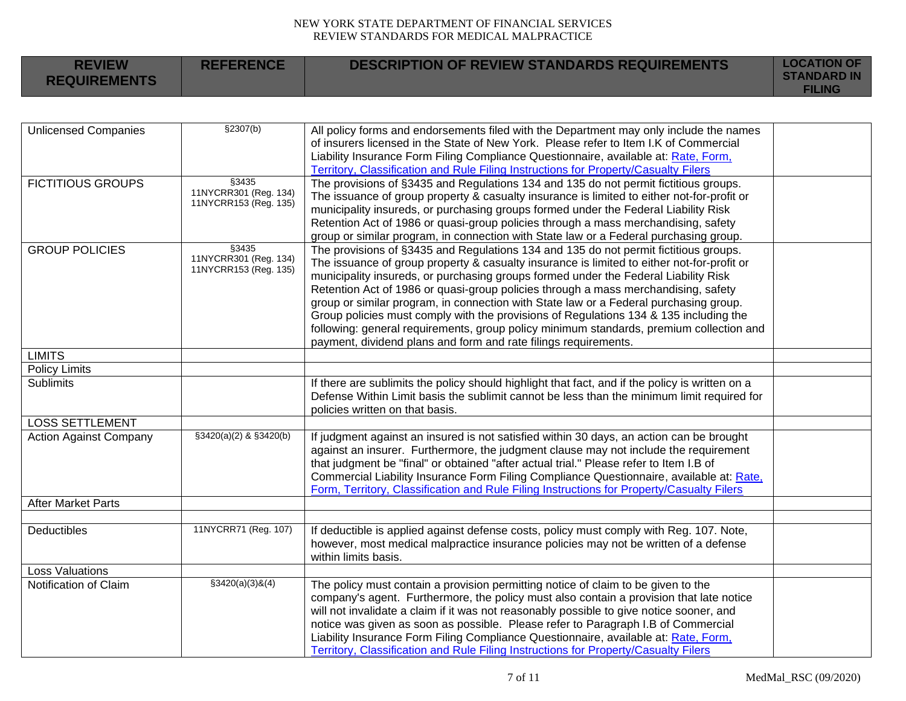| REVIEW REQUIREMENTS | REFERENCE | DESCRIPTION OF REVIEW STANDARDS REQUIREMENTS | LOCATION OF STANDARD IN FILING |
|---|---|---|---|
| Unlicensed Companies | §2307(b) | All policy forms and endorsements filed with the Department may only include the names of insurers licensed in the State of New York. Please refer to Item I.K of Commercial Liability Insurance Form Filing Compliance Questionnaire, available at: Rate, Form, Territory, Classification and Rule Filing Instructions for Property/Casualty Filers | |
| FICTITIOUS GROUPS | §3435<br>11NYCRR301 (Reg. 134)<br>11NYCRR153 (Reg. 135) | The provisions of §3435 and Regulations 134 and 135 do not permit fictitious groups. The issuance of group property & casualty insurance is limited to either not-for-profit or municipality insureds, or purchasing groups formed under the Federal Liability Risk Retention Act of 1986 or quasi-group policies through a mass merchandising, safety group or similar program, in connection with State law or a Federal purchasing group. | |
| GROUP POLICIES | §3435<br>11NYCRR301 (Reg. 134)<br>11NYCRR153 (Reg. 135) | The provisions of §3435 and Regulations 134 and 135 do not permit fictitious groups. The issuance of group property & casualty insurance is limited to either not-for-profit or municipality insureds, or purchasing groups formed under the Federal Liability Risk Retention Act of 1986 or quasi-group policies through a mass merchandising, safety group or similar program, in connection with State law or a Federal purchasing group. Group policies must comply with the provisions of Regulations 134 & 135 including the following: general requirements, group policy minimum standards, premium collection and payment, dividend plans and form and rate filings requirements. | |
| LIMITS | | | |
| Policy Limits | | | |
| Sublimits | | If there are sublimits the policy should highlight that fact, and if the policy is written on a Defense Within Limit basis the sublimit cannot be less than the minimum limit required for policies written on that basis. | |
| LOSS SETTLEMENT | | | |
| Action Against Company | §3420(a)(2) & §3420(b) | If judgment against an insured is not satisfied within 30 days, an action can be brought against an insurer. Furthermore, the judgment clause may not include the requirement that judgment be "final" or obtained "after actual trial." Please refer to Item I.B of Commercial Liability Insurance Form Filing Compliance Questionnaire, available at: Rate, Form, Territory, Classification and Rule Filing Instructions for Property/Casualty Filers | |
| After Market Parts | | | |
| | | | |
| Deductibles | 11NYCRR71 (Reg. 107) | If deductible is applied against defense costs, policy must comply with Reg. 107. Note, however, most medical malpractice insurance policies may not be written of a defense within limits basis. | |
| Loss Valuations | | | |
| Notification of Claim | §3420(a)(3)&(4) | The policy must contain a provision permitting notice of claim to be given to the company's agent. Furthermore, the policy must also contain a provision that late notice will not invalidate a claim if it was not reasonably possible to give notice sooner, and notice was given as soon as possible. Please refer to Paragraph I.B of Commercial Liability Insurance Form Filing Compliance Questionnaire, available at: Rate, Form, Territory, Classification and Rule Filing Instructions for Property/Casualty Filers | |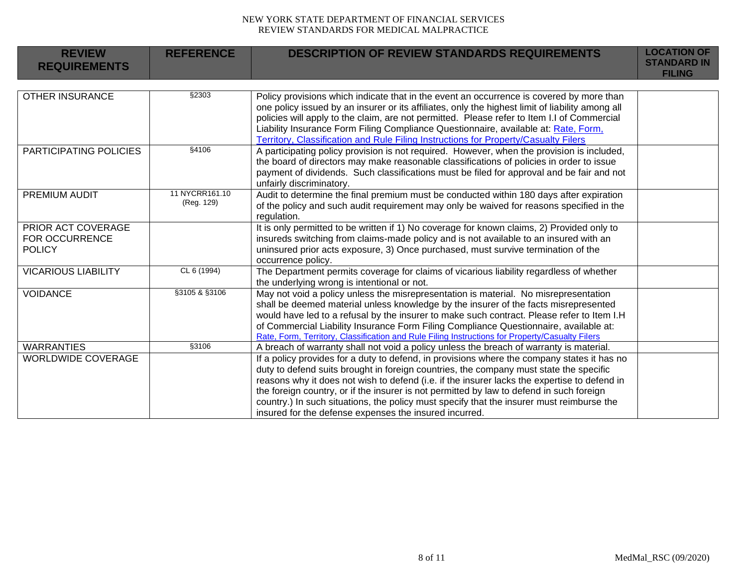| REVIEW REQUIREMENTS | REFERENCE | DESCRIPTION OF REVIEW STANDARDS REQUIREMENTS | LOCATION OF STANDARD IN FILING |
|---|---|---|---|
| OTHER INSURANCE | §2303 | Policy provisions which indicate that in the event an occurrence is covered by more than one policy issued by an insurer or its affiliates, only the highest limit of liability among all policies will apply to the claim, are not permitted. Please refer to Item I.I of Commercial Liability Insurance Form Filing Compliance Questionnaire, available at: Rate, Form, Territory, Classification and Rule Filing Instructions for Property/Casualty Filers | |
| PARTICIPATING POLICIES | §4106 | A participating policy provision is not required. However, when the provision is included, the board of directors may make reasonable classifications of policies in order to issue payment of dividends. Such classifications must be filed for approval and be fair and not unfairly discriminatory. | |
| PREMIUM AUDIT | 11 NYCRR161.10 (Reg. 129) | Audit to determine the final premium must be conducted within 180 days after expiration of the policy and such audit requirement may only be waived for reasons specified in the regulation. | |
| PRIOR ACT COVERAGE FOR OCCURRENCE POLICY | | It is only permitted to be written if 1) No coverage for known claims, 2) Provided only to insureds switching from claims-made policy and is not available to an insured with an uninsured prior acts exposure, 3) Once purchased, must survive termination of the occurrence policy. | |
| VICARIOUS LIABILITY | CL 6 (1994) | The Department permits coverage for claims of vicarious liability regardless of whether the underlying wrong is intentional or not. | |
| VOIDANCE | §3105 & §3106 | May not void a policy unless the misrepresentation is material. No misrepresentation shall be deemed material unless knowledge by the insurer of the facts misrepresented would have led to a refusal by the insurer to make such contract. Please refer to Item I.H of Commercial Liability Insurance Form Filing Compliance Questionnaire, available at: Rate, Form, Territory, Classification and Rule Filing Instructions for Property/Casualty Filers | |
| WARRANTIES | §3106 | A breach of warranty shall not void a policy unless the breach of warranty is material. | |
| WORLDWIDE COVERAGE | | If a policy provides for a duty to defend, in provisions where the company states it has no duty to defend suits brought in foreign countries, the company must state the specific reasons why it does not wish to defend (i.e. if the insurer lacks the expertise to defend in the foreign country, or if the insurer is not permitted by law to defend in such foreign country.) In such situations, the policy must specify that the insurer must reimburse the insured for the defense expenses the insured incurred. | |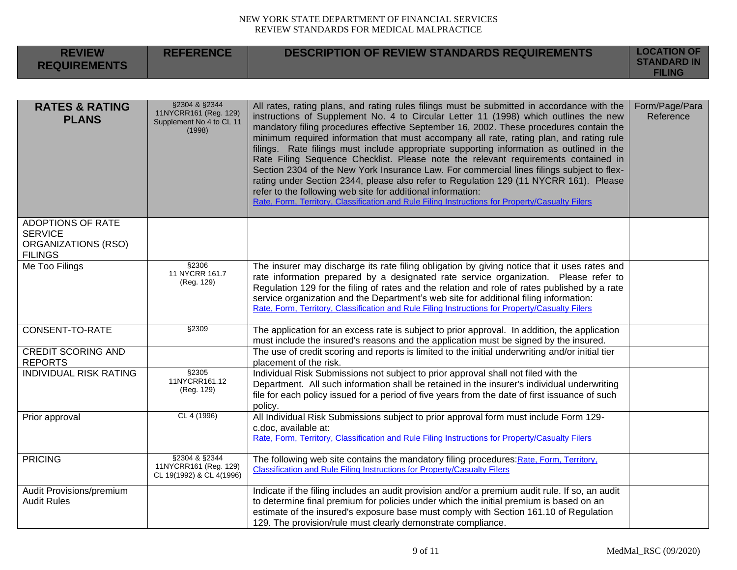| REVIEW REQUIREMENTS | REFERENCE | DESCRIPTION OF REVIEW STANDARDS REQUIREMENTS | LOCATION OF STANDARD IN FILING |
|---|---|---|---|
| **RATES & RATING PLANS** | §2304 & §2344 11NYCRR161 (Reg. 129) Supplement No 4 to CL 11 (1998) | All rates, rating plans, and rating rules filings must be submitted in accordance with the instructions of Supplement No. 4 to Circular Letter 11 (1998) which outlines the new mandatory filing procedures effective September 16, 2002. These procedures contain the minimum required information that must accompany all rate, rating plan, and rating rule filings. Rate filings must include appropriate supporting information as outlined in the Rate Filing Sequence Checklist. Please note the relevant requirements contained in Section 2304 of the New York Insurance Law. For commercial lines filings subject to flex-rating under Section 2344, please also refer to Regulation 129 (11 NYCRR 161). Please refer to the following web site for additional information: Rate, Form, Territory, Classification and Rule Filing Instructions for Property/Casualty Filers | Form/Page/Para Reference |
| ADOPTIONS OF RATE SERVICE ORGANIZATIONS (RSO) FILINGS | | | |
| Me Too Filings | §2306 11 NYCRR 161.7 (Reg. 129) | The insurer may discharge its rate filing obligation by giving notice that it uses rates and rate information prepared by a designated rate service organization. Please refer to Regulation 129 for the filing of rates and the relation and role of rates published by a rate service organization and the Department's web site for additional filing information: Rate, Form, Territory, Classification and Rule Filing Instructions for Property/Casualty Filers | |
| CONSENT-TO-RATE | §2309 | The application for an excess rate is subject to prior approval. In addition, the application must include the insured's reasons and the application must be signed by the insured. | |
| CREDIT SCORING AND REPORTS | | The use of credit scoring and reports is limited to the initial underwriting and/or initial tier placement of the risk. | |
| INDIVIDUAL RISK RATING | §2305 11NYCRR161.12 (Reg. 129) | Individual Risk Submissions not subject to prior approval shall not filed with the Department. All such information shall be retained in the insurer's individual underwriting file for each policy issued for a period of five years from the date of first issuance of such policy. | |
| Prior approval | CL 4 (1996) | All Individual Risk Submissions subject to prior approval form must include Form 129-c.doc, available at: Rate, Form, Territory, Classification and Rule Filing Instructions for Property/Casualty Filers | |
| PRICING | §2304 & §2344 11NYCRR161 (Reg. 129) CL 19(1992) & CL 4(1996) | The following web site contains the mandatory filing procedures: Rate, Form, Territory, Classification and Rule Filing Instructions for Property/Casualty Filers | |
| Audit Provisions/premium Audit Rules | | Indicate if the filing includes an audit provision and/or a premium audit rule. If so, an audit to determine final premium for policies under which the initial premium is based on an estimate of the insured's exposure base must comply with Section 161.10 of Regulation 129. The provision/rule must clearly demonstrate compliance. | |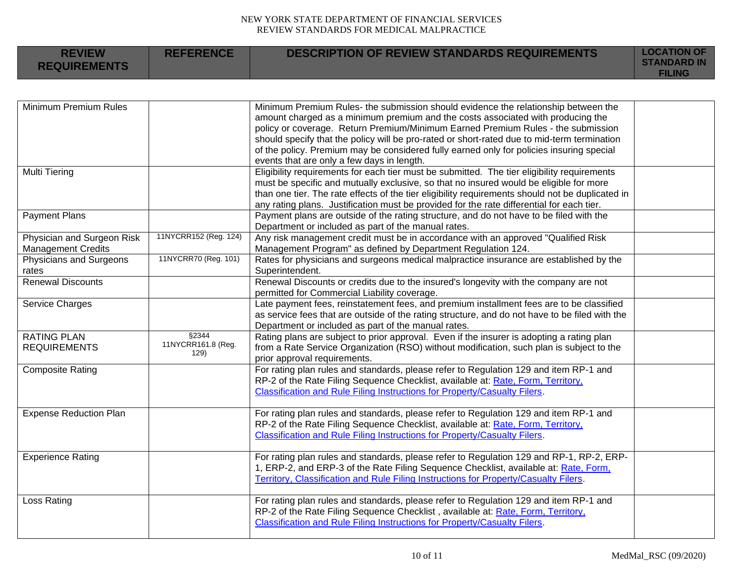| REVIEW REQUIREMENTS | REFERENCE | DESCRIPTION OF REVIEW STANDARDS REQUIREMENTS | LOCATION OF STANDARD IN FILING |
|---|---|---|---|
| Minimum Premium Rules | | Minimum Premium Rules- the submission should evidence the relationship between the amount charged as a minimum premium and the costs associated with producing the policy or coverage. Return Premium/Minimum Earned Premium Rules - the submission should specify that the policy will be pro-rated or short-rated due to mid-term termination of the policy. Premium may be considered fully earned only for policies insuring special events that are only a few days in length. | |
| Multi Tiering | | Eligibility requirements for each tier must be submitted. The tier eligibility requirements must be specific and mutually exclusive, so that no insured would be eligible for more than one tier. The rate effects of the tier eligibility requirements should not be duplicated in any rating plans. Justification must be provided for the rate differential for each tier. | |
| Payment Plans | | Payment plans are outside of the rating structure, and do not have to be filed with the Department or included as part of the manual rates. | |
| Physician and Surgeon Risk Management Credits | 11NYCRR152 (Reg. 124) | Any risk management credit must be in accordance with an approved "Qualified Risk Management Program" as defined by Department Regulation 124. | |
| Physicians and Surgeons rates | 11NYCRR70 (Reg. 101) | Rates for physicians and surgeons medical malpractice insurance are established by the Superintendent. | |
| Renewal Discounts | | Renewal Discounts or credits due to the insured's longevity with the company are not permitted for Commercial Liability coverage. | |
| Service Charges | | Late payment fees, reinstatement fees, and premium installment fees are to be classified as service fees that are outside of the rating structure, and do not have to be filed with the Department or included as part of the manual rates. | |
| RATING PLAN REQUIREMENTS | §2344 11NYCRR161.8 (Reg. 129) | Rating plans are subject to prior approval. Even if the insurer is adopting a rating plan from a Rate Service Organization (RSO) without modification, such plan is subject to the prior approval requirements. | |
| Composite Rating | | For rating plan rules and standards, please refer to Regulation 129 and item RP-1 and RP-2 of the Rate Filing Sequence Checklist, available at: Rate, Form, Territory, Classification and Rule Filing Instructions for Property/Casualty Filers. | |
| Expense Reduction Plan | | For rating plan rules and standards, please refer to Regulation 129 and item RP-1 and RP-2 of the Rate Filing Sequence Checklist, available at: Rate, Form, Territory, Classification and Rule Filing Instructions for Property/Casualty Filers. | |
| Experience Rating | | For rating plan rules and standards, please refer to Regulation 129 and RP-1, RP-2, ERP-1, ERP-2, and ERP-3 of the Rate Filing Sequence Checklist, available at: Rate, Form, Territory, Classification and Rule Filing Instructions for Property/Casualty Filers. | |
| Loss Rating | | For rating plan rules and standards, please refer to Regulation 129 and item RP-1 and RP-2 of the Rate Filing Sequence Checklist , available at: Rate, Form, Territory, Classification and Rule Filing Instructions for Property/Casualty Filers. | |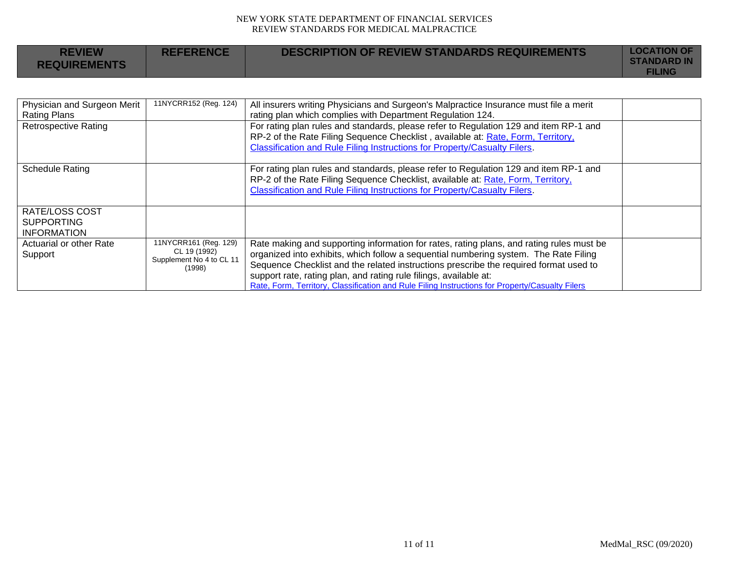| REVIEW REQUIREMENTS | REFERENCE | DESCRIPTION OF REVIEW STANDARDS REQUIREMENTS | LOCATION OF STANDARD IN FILING |
|---|---|---|---|
| Physician and Surgeon Merit Rating Plans | 11NYCRR152 (Reg. 124) | All insurers writing Physicians and Surgeon's Malpractice Insurance must file a merit rating plan which complies with Department Regulation 124. | |
| Retrospective Rating | | For rating plan rules and standards, please refer to Regulation 129 and item RP-1 and RP-2 of the Rate Filing Sequence Checklist , available at: Rate, Form, Territory, Classification and Rule Filing Instructions for Property/Casualty Filers. | |
| Schedule Rating | | For rating plan rules and standards, please refer to Regulation 129 and item RP-1 and RP-2 of the Rate Filing Sequence Checklist, available at: Rate, Form, Territory, Classification and Rule Filing Instructions for Property/Casualty Filers. | |
| RATE/LOSS COST SUPPORTING INFORMATION | | | |
| Actuarial or other Rate Support | 11NYCRR161 (Reg. 129) CL 19 (1992) Supplement No 4 to CL 11 (1998) | Rate making and supporting information for rates, rating plans, and rating rules must be organized into exhibits, which follow a sequential numbering system. The Rate Filing Sequence Checklist and the related instructions prescribe the required format used to support rate, rating plan, and rating rule filings, available at: Rate, Form, Territory, Classification and Rule Filing Instructions for Property/Casualty Filers | |